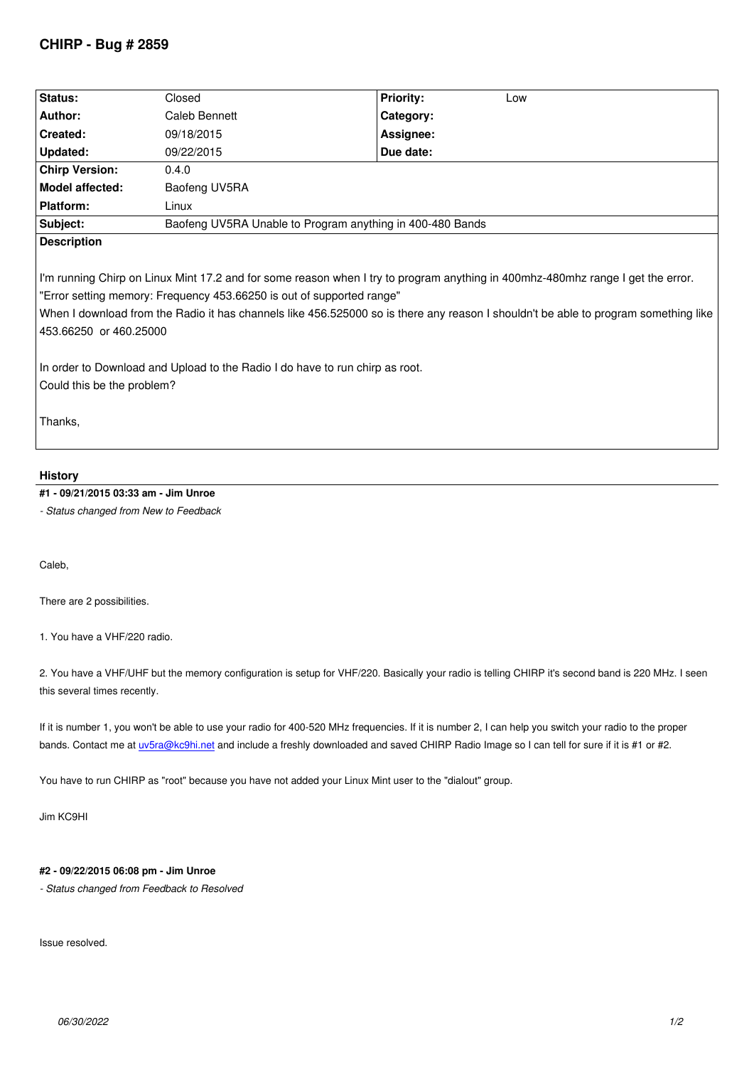# CHIRP - Bug # 2859

| Status: | Closed | Priority: | Low |
|---|---|---|---|
| Author: | Caleb Bennett | Category: | |
| Created: | 09/18/2015 | Assignee: | |
| Updated: | 09/22/2015 | Due date: | |
| Chirp Version: | 0.4.0 | | |
| Model affected: | Baofeng UV5RA | | |
| Platform: | Linux | | |
| Subject: | Baofeng UV5RA Unable to Program anything in 400-480 Bands | | |

**Description**

I'm running Chirp on Linux Mint 17.2 and for some reason when I try to program anything in 400mhz-480mhz range I get the error. "Error setting memory: Frequency 453.66250 is out of supported range"
When I download from the Radio it has channels like 456.525000 so is there any reason I shouldn't be able to program something like 453.66250 or 460.25000

In order to Download and Upload to the Radio I do have to run chirp as root.
Could this be the problem?

Thanks,

## History

**#1 - 09/21/2015 03:33 am - Jim Unroe**

*- Status changed from New to Feedback*

Caleb,

There are 2 possibilities.

1. You have a VHF/220 radio.

2. You have a VHF/UHF but the memory configuration is setup for VHF/220. Basically your radio is telling CHIRP it's second band is 220 MHz. I seen this several times recently.

If it is number 1, you won't be able to use your radio for 400-520 MHz frequencies. If it is number 2, I can help you switch your radio to the proper bands. Contact me at uv5ra@kc9hi.net and include a freshly downloaded and saved CHIRP Radio Image so I can tell for sure if it is #1 or #2.

You have to run CHIRP as "root" because you have not added your Linux Mint user to the "dialout" group.

Jim KC9HI

**#2 - 09/22/2015 06:08 pm - Jim Unroe**

*- Status changed from Feedback to Resolved*

Issue resolved.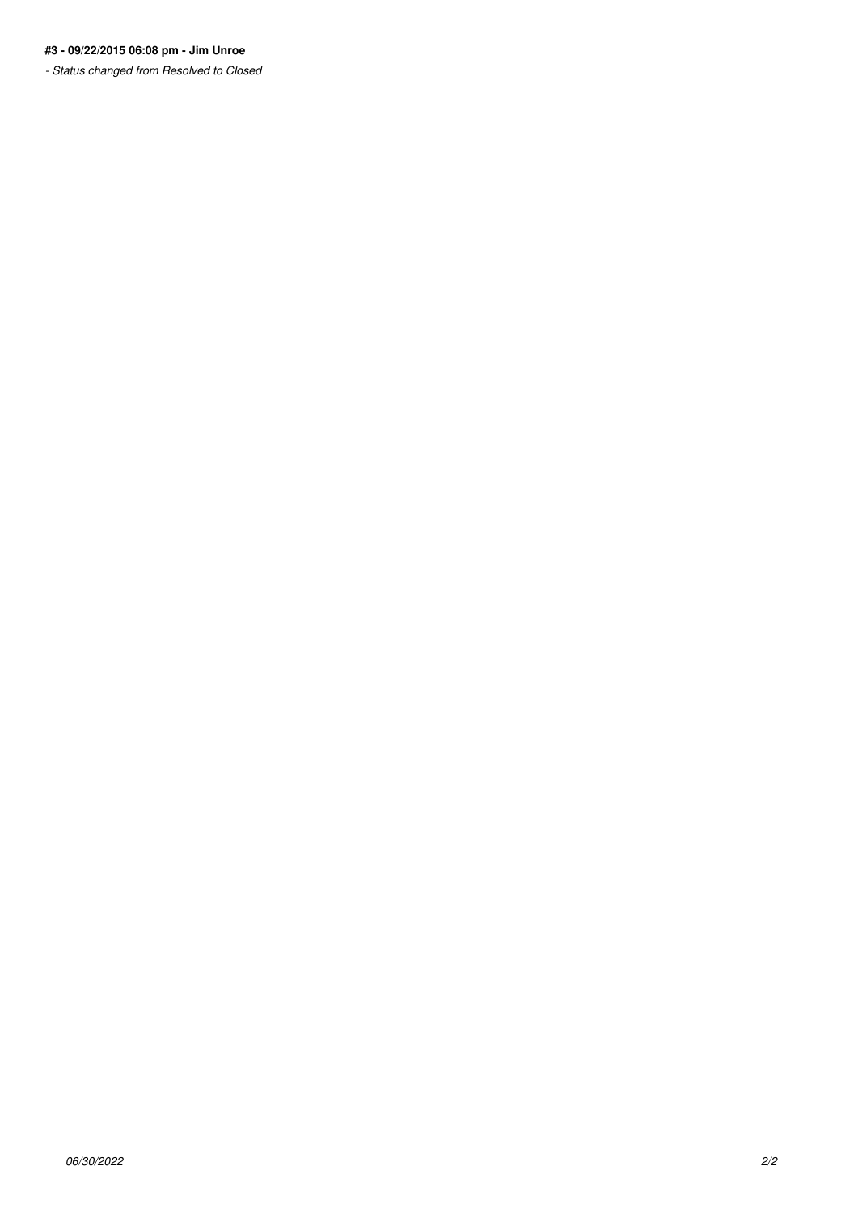**#3 - 09/22/2015 06:08 pm - Jim Unroe**

*- Status changed from Resolved to Closed*